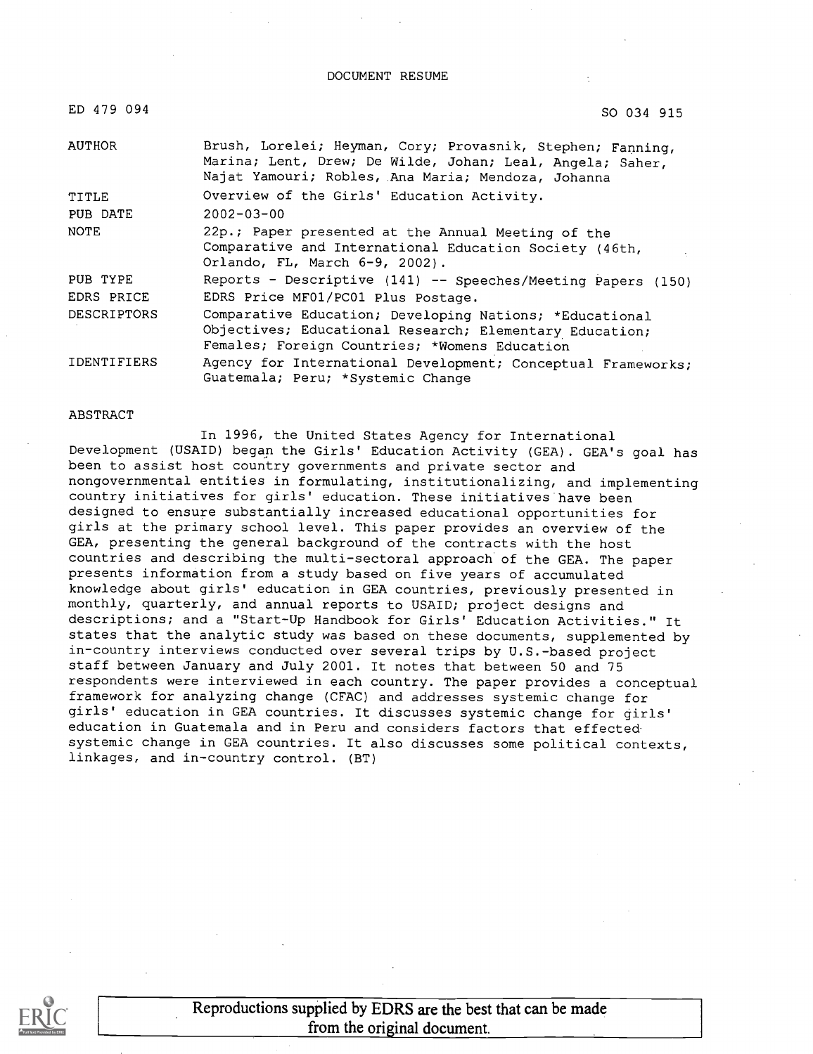DOCUMENT RESUME

| | |
|---|---|
| ED 479 094 | SO 034 915 |
| AUTHOR | Brush, Lorelei; Heyman, Cory; Provasnik, Stephen; Fanning, Marina; Lent, Drew; De Wilde, Johan; Leal, Angela; Saher, Najat Yamouri; Robles, Ana Maria; Mendoza, Johanna |
| TITLE | Overview of the Girls' Education Activity. |
| PUB DATE | 2002-03-00 |
| NOTE | 22p.; Paper presented at the Annual Meeting of the Comparative and International Education Society (46th, Orlando, FL, March 6-9, 2002). |
| PUB TYPE | Reports - Descriptive (141) -- Speeches/Meeting Papers (150) |
| EDRS PRICE | EDRS Price MF01/PC01 Plus Postage. |
| DESCRIPTORS | Comparative Education; Developing Nations; *Educational Objectives; Educational Research; Elementary Education; Females; Foreign Countries; *Womens Education |
| IDENTIFIERS | Agency for International Development; Conceptual Frameworks; Guatemala; Peru; *Systemic Change |

ABSTRACT

In 1996, the United States Agency for International Development (USAID) began the Girls' Education Activity (GEA). GEA's goal has been to assist host country governments and private sector and nongovernmental entities in formulating, institutionalizing, and implementing country initiatives for girls' education. These initiatives have been designed to ensure substantially increased educational opportunities for girls at the primary school level. This paper provides an overview of the GEA, presenting the general background of the contracts with the host countries and describing the multi-sectoral approach of the GEA. The paper presents information from a study based on five years of accumulated knowledge about girls' education in GEA countries, previously presented in monthly, quarterly, and annual reports to USAID; project designs and descriptions; and a "Start-Up Handbook for Girls' Education Activities." It states that the analytic study was based on these documents, supplemented by in-country interviews conducted over several trips by U.S.-based project staff between January and July 2001. It notes that between 50 and 75 respondents were interviewed in each country. The paper provides a conceptual framework for analyzing change (CFAC) and addresses systemic change for girls' education in GEA countries. It discusses systemic change for girls' education in Guatemala and in Peru and considers factors that effected systemic change in GEA countries. It also discusses some political contexts, linkages, and in-country control. (BT)

Reproductions supplied by EDRS are the best that can be made from the original document.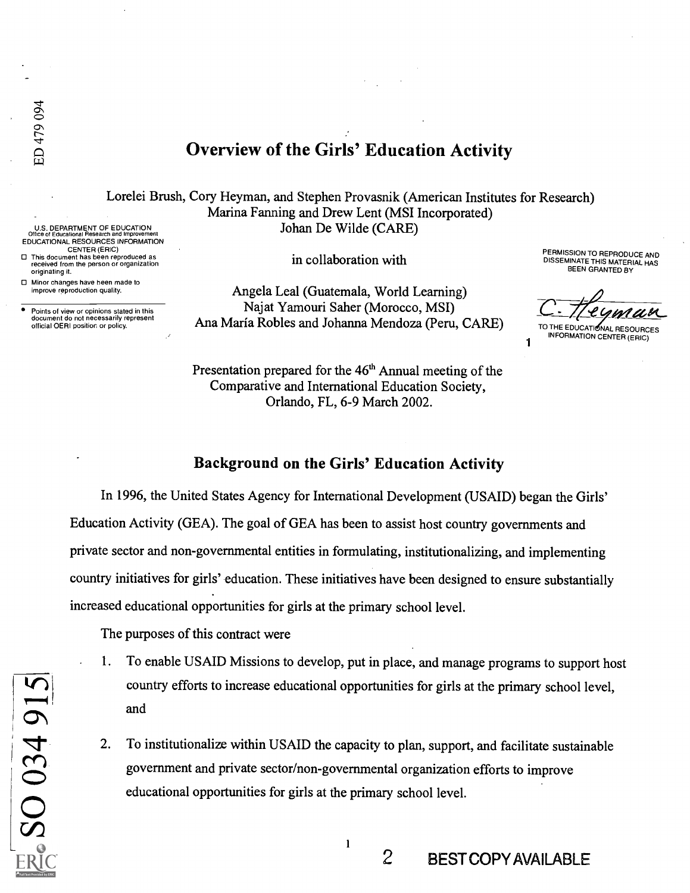# Overview of the Girls' Education Activity

Lorelei Brush, Cory Heyman, and Stephen Provasnik (American Institutes for Research)
Marina Fanning and Drew Lent (MSI Incorporated)
Johan De Wilde (CARE)

in collaboration with

Angela Leal (Guatemala, World Learning)
Najat Yamouri Saher (Morocco, MSI)
Ana María Robles and Johanna Mendoza (Peru, CARE)

Presentation prepared for the 46th Annual meeting of the Comparative and International Education Society, Orlando, FL, 6-9 March 2002.

## Background on the Girls' Education Activity

In 1996, the United States Agency for International Development (USAID) began the Girls' Education Activity (GEA). The goal of GEA has been to assist host country governments and private sector and non-governmental entities in formulating, institutionalizing, and implementing country initiatives for girls' education. These initiatives have been designed to ensure substantially increased educational opportunities for girls at the primary school level.

The purposes of this contract were

1. To enable USAID Missions to develop, put in place, and manage programs to support host country efforts to increase educational opportunities for girls at the primary school level, and
2. To institutionalize within USAID the capacity to plan, support, and facilitate sustainable government and private sector/non-governmental organization efforts to improve educational opportunities for girls at the primary school level.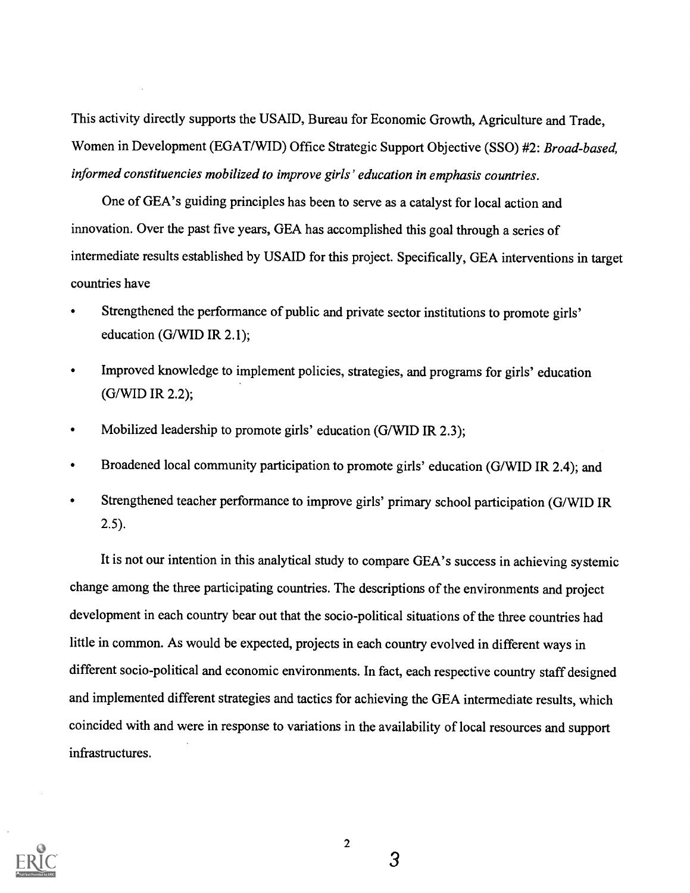This activity directly supports the USAID, Bureau for Economic Growth, Agriculture and Trade, Women in Development (EGAT/WID) Office Strategic Support Objective (SSO) #2: *Broad-based, informed constituencies mobilized to improve girls' education in emphasis countries.*

One of GEA's guiding principles has been to serve as a catalyst for local action and innovation. Over the past five years, GEA has accomplished this goal through a series of intermediate results established by USAID for this project. Specifically, GEA interventions in target countries have

- Strengthened the performance of public and private sector institutions to promote girls' education (G/WID IR 2.1);
- Improved knowledge to implement policies, strategies, and programs for girls' education (G/WID IR 2.2);
- Mobilized leadership to promote girls' education (G/WID IR 2.3);
- Broadened local community participation to promote girls' education (G/WID IR 2.4); and
- Strengthened teacher performance to improve girls' primary school participation (G/WID IR 2.5).

It is not our intention in this analytical study to compare GEA's success in achieving systemic change among the three participating countries. The descriptions of the environments and project development in each country bear out that the socio-political situations of the three countries had little in common. As would be expected, projects in each country evolved in different ways in different socio-political and economic environments. In fact, each respective country staff designed and implemented different strategies and tactics for achieving the GEA intermediate results, which coincided with and were in response to variations in the availability of local resources and support infrastructures.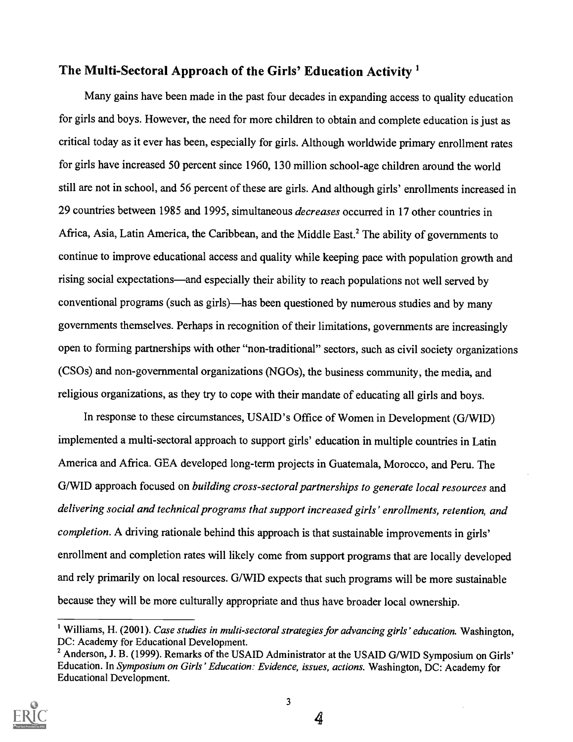## The Multi-Sectoral Approach of the Girls' Education Activity [1]

Many gains have been made in the past four decades in expanding access to quality education for girls and boys. However, the need for more children to obtain and complete education is just as critical today as it ever has been, especially for girls. Although worldwide primary enrollment rates for girls have increased 50 percent since 1960, 130 million school-age children around the world still are not in school, and 56 percent of these are girls. And although girls' enrollments increased in 29 countries between 1985 and 1995, simultaneous *decreases* occurred in 17 other countries in Africa, Asia, Latin America, the Caribbean, and the Middle East.[2] The ability of governments to continue to improve educational access and quality while keeping pace with population growth and rising social expectations—and especially their ability to reach populations not well served by conventional programs (such as girls)—has been questioned by numerous studies and by many governments themselves. Perhaps in recognition of their limitations, governments are increasingly open to forming partnerships with other "non-traditional" sectors, such as civil society organizations (CSOs) and non-governmental organizations (NGOs), the business community, the media, and religious organizations, as they try to cope with their mandate of educating all girls and boys.

In response to these circumstances, USAID's Office of Women in Development (G/WID) implemented a multi-sectoral approach to support girls' education in multiple countries in Latin America and Africa. GEA developed long-term projects in Guatemala, Morocco, and Peru. The G/WID approach focused on *building cross-sectoral partnerships to generate local resources* and *delivering social and technical programs that support increased girls' enrollments, retention, and completion*. A driving rationale behind this approach is that sustainable improvements in girls' enrollment and completion rates will likely come from support programs that are locally developed and rely primarily on local resources. G/WID expects that such programs will be more sustainable because they will be more culturally appropriate and thus have broader local ownership.

---

[1] Williams, H. (2001). *Case studies in multi-sectoral strategies for advancing girls' education.* Washington, DC: Academy for Educational Development.

[2] Anderson, J. B. (1999). Remarks of the USAID Administrator at the USAID G/WID Symposium on Girls' Education. In *Symposium on Girls' Education: Evidence, issues, actions.* Washington, DC: Academy for Educational Development.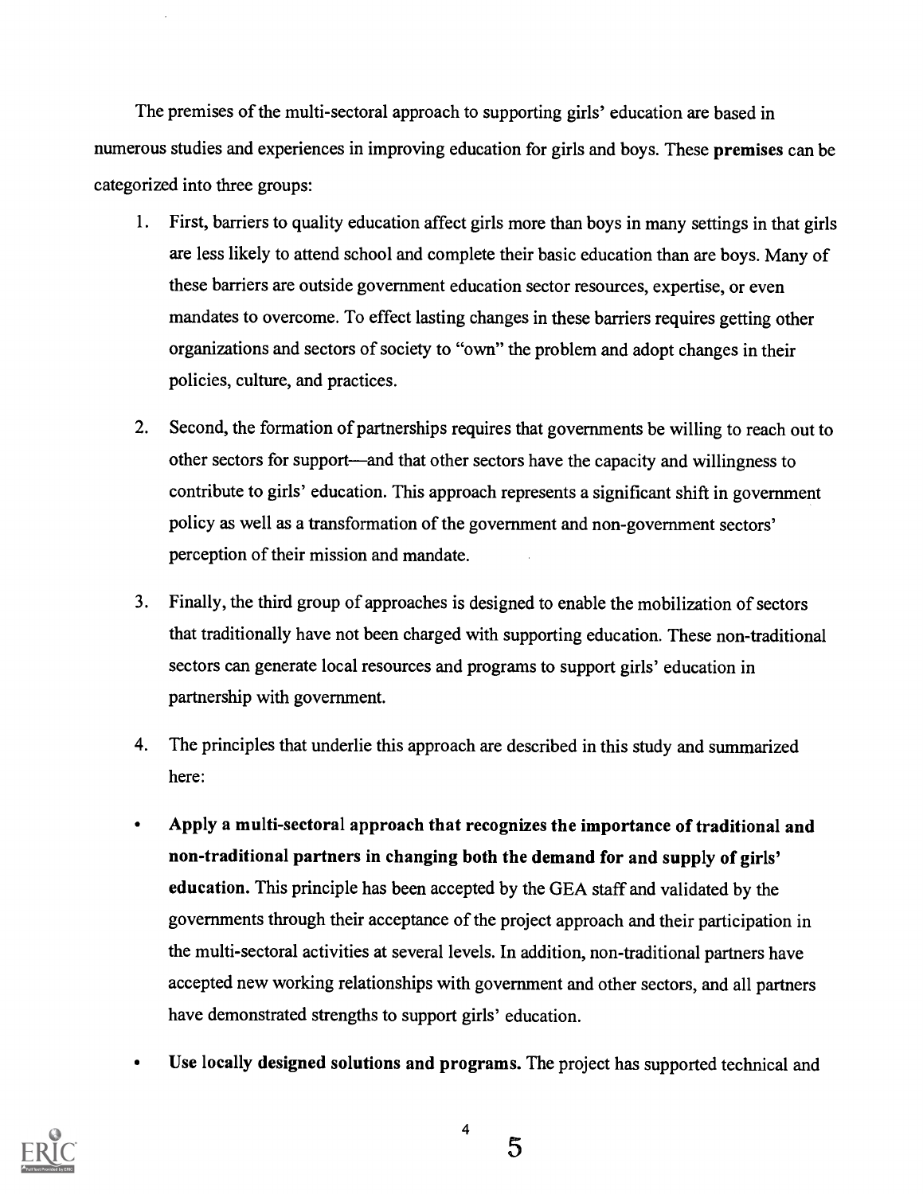The premises of the multi-sectoral approach to supporting girls' education are based in numerous studies and experiences in improving education for girls and boys. These **premises** can be categorized into three groups:

1. First, barriers to quality education affect girls more than boys in many settings in that girls are less likely to attend school and complete their basic education than are boys. Many of these barriers are outside government education sector resources, expertise, or even mandates to overcome. To effect lasting changes in these barriers requires getting other organizations and sectors of society to "own" the problem and adopt changes in their policies, culture, and practices.

2. Second, the formation of partnerships requires that governments be willing to reach out to other sectors for support—and that other sectors have the capacity and willingness to contribute to girls' education. This approach represents a significant shift in government policy as well as a transformation of the government and non-government sectors' perception of their mission and mandate.

3. Finally, the third group of approaches is designed to enable the mobilization of sectors that traditionally have not been charged with supporting education. These non-traditional sectors can generate local resources and programs to support girls' education in partnership with government.

4. The principles that underlie this approach are described in this study and summarized here:

- **Apply a multi-sectoral approach that recognizes the importance of traditional and non-traditional partners in changing both the demand for and supply of girls' education.** This principle has been accepted by the GEA staff and validated by the governments through their acceptance of the project approach and their participation in the multi-sectoral activities at several levels. In addition, non-traditional partners have accepted new working relationships with government and other sectors, and all partners have demonstrated strengths to support girls' education.

- **Use locally designed solutions and programs.** The project has supported technical and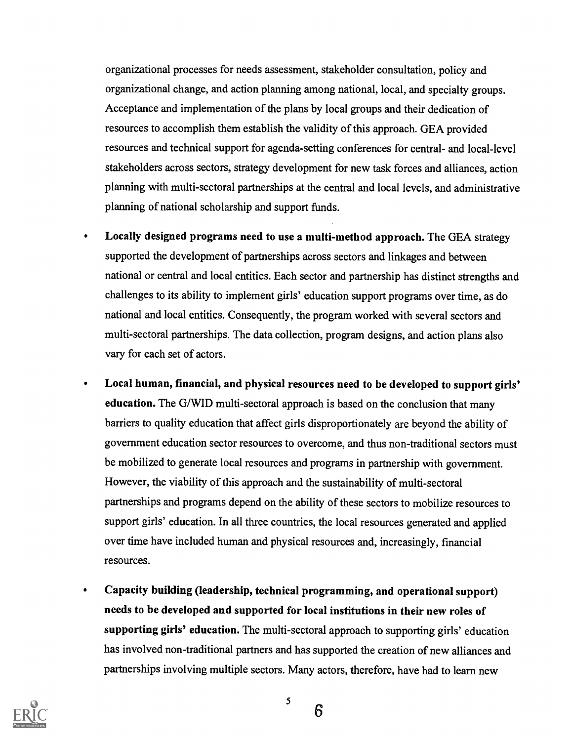organizational processes for needs assessment, stakeholder consultation, policy and organizational change, and action planning among national, local, and specialty groups. Acceptance and implementation of the plans by local groups and their dedication of resources to accomplish them establish the validity of this approach. GEA provided resources and technical support for agenda-setting conferences for central- and local-level stakeholders across sectors, strategy development for new task forces and alliances, action planning with multi-sectoral partnerships at the central and local levels, and administrative planning of national scholarship and support funds.

- **Locally designed programs need to use a multi-method approach.** The GEA strategy supported the development of partnerships across sectors and linkages and between national or central and local entities. Each sector and partnership has distinct strengths and challenges to its ability to implement girls' education support programs over time, as do national and local entities. Consequently, the program worked with several sectors and multi-sectoral partnerships. The data collection, program designs, and action plans also vary for each set of actors.

- **Local human, financial, and physical resources need to be developed to support girls' education.** The G/WID multi-sectoral approach is based on the conclusion that many barriers to quality education that affect girls disproportionately are beyond the ability of government education sector resources to overcome, and thus non-traditional sectors must be mobilized to generate local resources and programs in partnership with government. However, the viability of this approach and the sustainability of multi-sectoral partnerships and programs depend on the ability of these sectors to mobilize resources to support girls' education. In all three countries, the local resources generated and applied over time have included human and physical resources and, increasingly, financial resources.

- **Capacity building (leadership, technical programming, and operational support) needs to be developed and supported for local institutions in their new roles of supporting girls' education.** The multi-sectoral approach to supporting girls' education has involved non-traditional partners and has supported the creation of new alliances and partnerships involving multiple sectors. Many actors, therefore, have had to learn new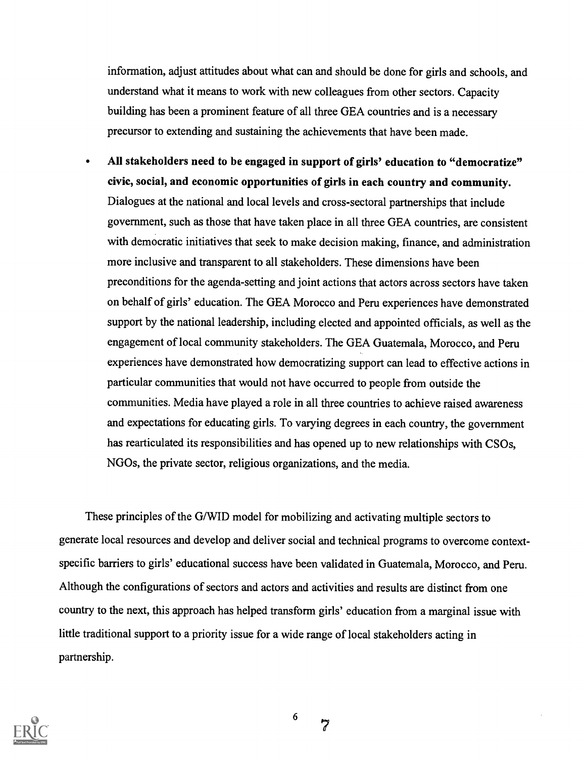information, adjust attitudes about what can and should be done for girls and schools, and understand what it means to work with new colleagues from other sectors. Capacity building has been a prominent feature of all three GEA countries and is a necessary precursor to extending and sustaining the achievements that have been made.

- **All stakeholders need to be engaged in support of girls' education to "democratize" civic, social, and economic opportunities of girls in each country and community.** Dialogues at the national and local levels and cross-sectoral partnerships that include government, such as those that have taken place in all three GEA countries, are consistent with democratic initiatives that seek to make decision making, finance, and administration more inclusive and transparent to all stakeholders. These dimensions have been preconditions for the agenda-setting and joint actions that actors across sectors have taken on behalf of girls' education. The GEA Morocco and Peru experiences have demonstrated support by the national leadership, including elected and appointed officials, as well as the engagement of local community stakeholders. The GEA Guatemala, Morocco, and Peru experiences have demonstrated how democratizing support can lead to effective actions in particular communities that would not have occurred to people from outside the communities. Media have played a role in all three countries to achieve raised awareness and expectations for educating girls. To varying degrees in each country, the government has rearticulated its responsibilities and has opened up to new relationships with CSOs, NGOs, the private sector, religious organizations, and the media.

These principles of the G/WID model for mobilizing and activating multiple sectors to generate local resources and develop and deliver social and technical programs to overcome context-specific barriers to girls' educational success have been validated in Guatemala, Morocco, and Peru. Although the configurations of sectors and actors and activities and results are distinct from one country to the next, this approach has helped transform girls' education from a marginal issue with little traditional support to a priority issue for a wide range of local stakeholders acting in partnership.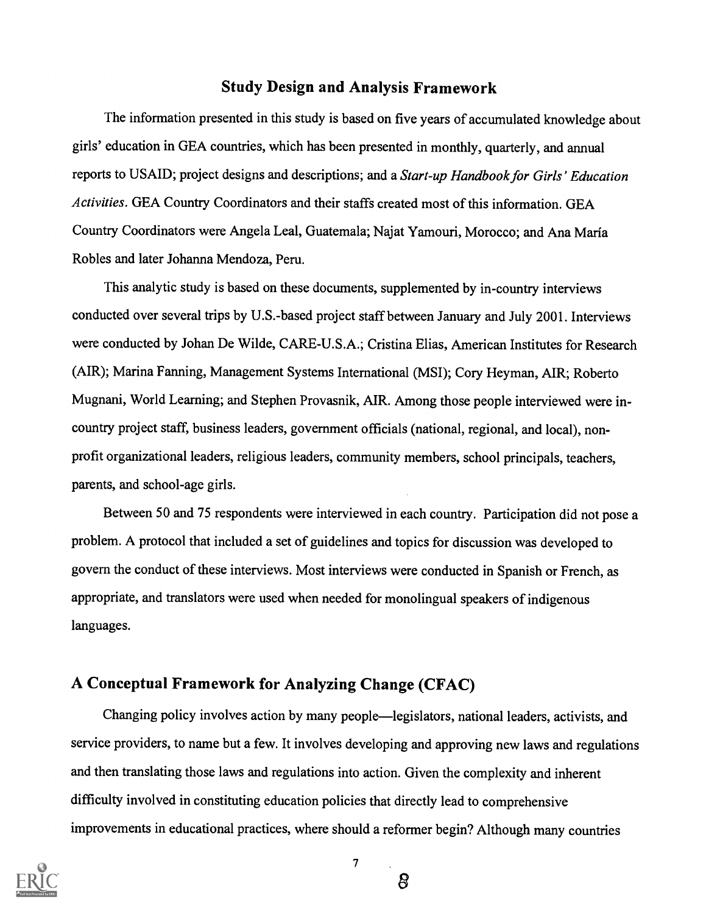## Study Design and Analysis Framework

The information presented in this study is based on five years of accumulated knowledge about girls' education in GEA countries, which has been presented in monthly, quarterly, and annual reports to USAID; project designs and descriptions; and a *Start-up Handbook for Girls' Education Activities*. GEA Country Coordinators and their staffs created most of this information. GEA Country Coordinators were Angela Leal, Guatemala; Najat Yamouri, Morocco; and Ana María Robles and later Johanna Mendoza, Peru.

This analytic study is based on these documents, supplemented by in-country interviews conducted over several trips by U.S.-based project staff between January and July 2001. Interviews were conducted by Johan De Wilde, CARE-U.S.A.; Cristina Elias, American Institutes for Research (AIR); Marina Fanning, Management Systems International (MSI); Cory Heyman, AIR; Roberto Mugnani, World Learning; and Stephen Provasnik, AIR. Among those people interviewed were in-country project staff, business leaders, government officials (national, regional, and local), non-profit organizational leaders, religious leaders, community members, school principals, teachers, parents, and school-age girls.

Between 50 and 75 respondents were interviewed in each country. Participation did not pose a problem. A protocol that included a set of guidelines and topics for discussion was developed to govern the conduct of these interviews. Most interviews were conducted in Spanish or French, as appropriate, and translators were used when needed for monolingual speakers of indigenous languages.

## A Conceptual Framework for Analyzing Change (CFAC)

Changing policy involves action by many people—legislators, national leaders, activists, and service providers, to name but a few. It involves developing and approving new laws and regulations and then translating those laws and regulations into action. Given the complexity and inherent difficulty involved in constituting education policies that directly lead to comprehensive improvements in educational practices, where should a reformer begin? Although many countries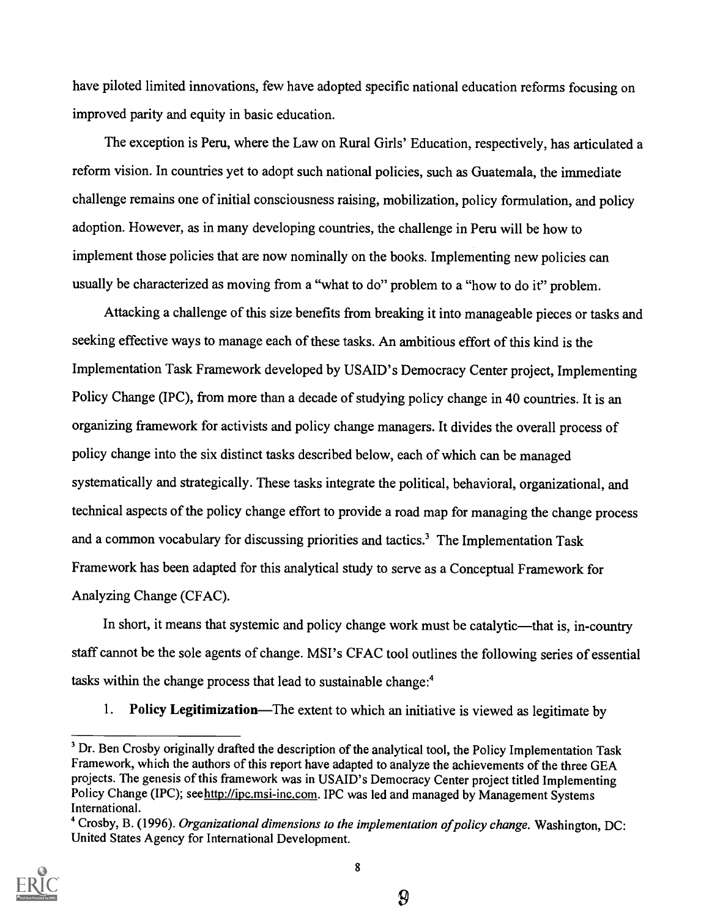have piloted limited innovations, few have adopted specific national education reforms focusing on improved parity and equity in basic education.

The exception is Peru, where the Law on Rural Girls' Education, respectively, has articulated a reform vision. In countries yet to adopt such national policies, such as Guatemala, the immediate challenge remains one of initial consciousness raising, mobilization, policy formulation, and policy adoption. However, as in many developing countries, the challenge in Peru will be how to implement those policies that are now nominally on the books. Implementing new policies can usually be characterized as moving from a "what to do" problem to a "how to do it" problem.

Attacking a challenge of this size benefits from breaking it into manageable pieces or tasks and seeking effective ways to manage each of these tasks. An ambitious effort of this kind is the Implementation Task Framework developed by USAID's Democracy Center project, Implementing Policy Change (IPC), from more than a decade of studying policy change in 40 countries. It is an organizing framework for activists and policy change managers. It divides the overall process of policy change into the six distinct tasks described below, each of which can be managed systematically and strategically. These tasks integrate the political, behavioral, organizational, and technical aspects of the policy change effort to provide a road map for managing the change process and a common vocabulary for discussing priorities and tactics.[3] The Implementation Task Framework has been adapted for this analytical study to serve as a Conceptual Framework for Analyzing Change (CFAC).

In short, it means that systemic and policy change work must be catalytic—that is, in-country staff cannot be the sole agents of change. MSI's CFAC tool outlines the following series of essential tasks within the change process that lead to sustainable change:[4]

1. **Policy Legitimization**—The extent to which an initiative is viewed as legitimate by

[3] Dr. Ben Crosby originally drafted the description of the analytical tool, the Policy Implementation Task Framework, which the authors of this report have adapted to analyze the achievements of the three GEA projects. The genesis of this framework was in USAID's Democracy Center project titled Implementing Policy Change (IPC); see http://ipc.msi-inc.com. IPC was led and managed by Management Systems International.

[4] Crosby, B. (1996). *Organizational dimensions to the implementation of policy change.* Washington, DC: United States Agency for International Development.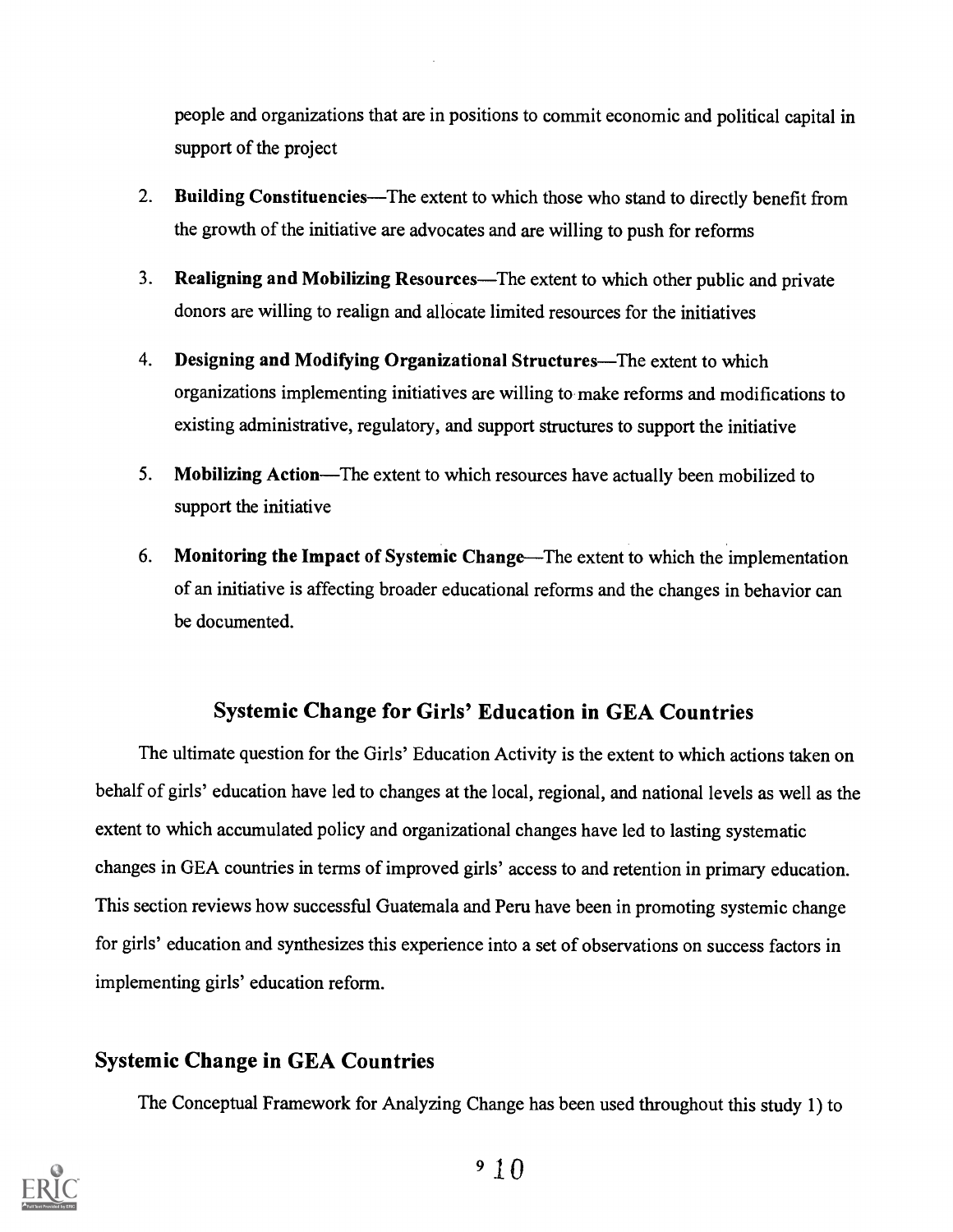people and organizations that are in positions to commit economic and political capital in support of the project

2. **Building Constituencies**—The extent to which those who stand to directly benefit from the growth of the initiative are advocates and are willing to push for reforms

3. **Realigning and Mobilizing Resources**—The extent to which other public and private donors are willing to realign and allocate limited resources for the initiatives

4. **Designing and Modifying Organizational Structures**—The extent to which organizations implementing initiatives are willing to make reforms and modifications to existing administrative, regulatory, and support structures to support the initiative

5. **Mobilizing Action**—The extent to which resources have actually been mobilized to support the initiative

6. **Monitoring the Impact of Systemic Change**—The extent to which the implementation of an initiative is affecting broader educational reforms and the changes in behavior can be documented.

## Systemic Change for Girls' Education in GEA Countries

The ultimate question for the Girls' Education Activity is the extent to which actions taken on behalf of girls' education have led to changes at the local, regional, and national levels as well as the extent to which accumulated policy and organizational changes have led to lasting systematic changes in GEA countries in terms of improved girls' access to and retention in primary education. This section reviews how successful Guatemala and Peru have been in promoting systemic change for girls' education and synthesizes this experience into a set of observations on success factors in implementing girls' education reform.

### Systemic Change in GEA Countries

The Conceptual Framework for Analyzing Change has been used throughout this study 1) to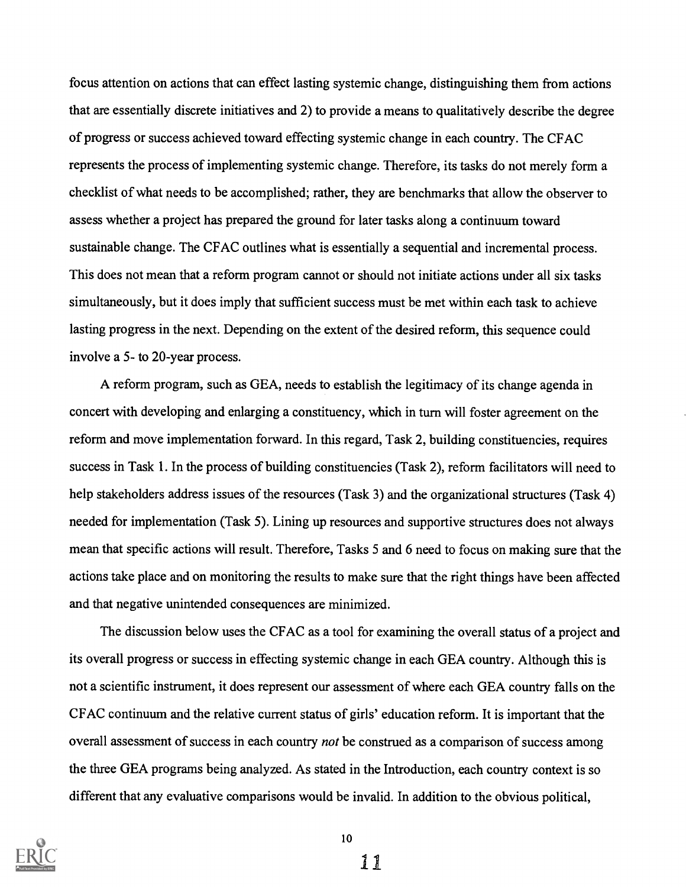focus attention on actions that can effect lasting systemic change, distinguishing them from actions that are essentially discrete initiatives and 2) to provide a means to qualitatively describe the degree of progress or success achieved toward effecting systemic change in each country. The CFAC represents the process of implementing systemic change. Therefore, its tasks do not merely form a checklist of what needs to be accomplished; rather, they are benchmarks that allow the observer to assess whether a project has prepared the ground for later tasks along a continuum toward sustainable change. The CFAC outlines what is essentially a sequential and incremental process. This does not mean that a reform program cannot or should not initiate actions under all six tasks simultaneously, but it does imply that sufficient success must be met within each task to achieve lasting progress in the next. Depending on the extent of the desired reform, this sequence could involve a 5- to 20-year process.

A reform program, such as GEA, needs to establish the legitimacy of its change agenda in concert with developing and enlarging a constituency, which in turn will foster agreement on the reform and move implementation forward. In this regard, Task 2, building constituencies, requires success in Task 1. In the process of building constituencies (Task 2), reform facilitators will need to help stakeholders address issues of the resources (Task 3) and the organizational structures (Task 4) needed for implementation (Task 5). Lining up resources and supportive structures does not always mean that specific actions will result. Therefore, Tasks 5 and 6 need to focus on making sure that the actions take place and on monitoring the results to make sure that the right things have been affected and that negative unintended consequences are minimized.

The discussion below uses the CFAC as a tool for examining the overall status of a project and its overall progress or success in effecting systemic change in each GEA country. Although this is not a scientific instrument, it does represent our assessment of where each GEA country falls on the CFAC continuum and the relative current status of girls' education reform. It is important that the overall assessment of success in each country *not* be construed as a comparison of success among the three GEA programs being analyzed. As stated in the Introduction, each country context is so different that any evaluative comparisons would be invalid. In addition to the obvious political,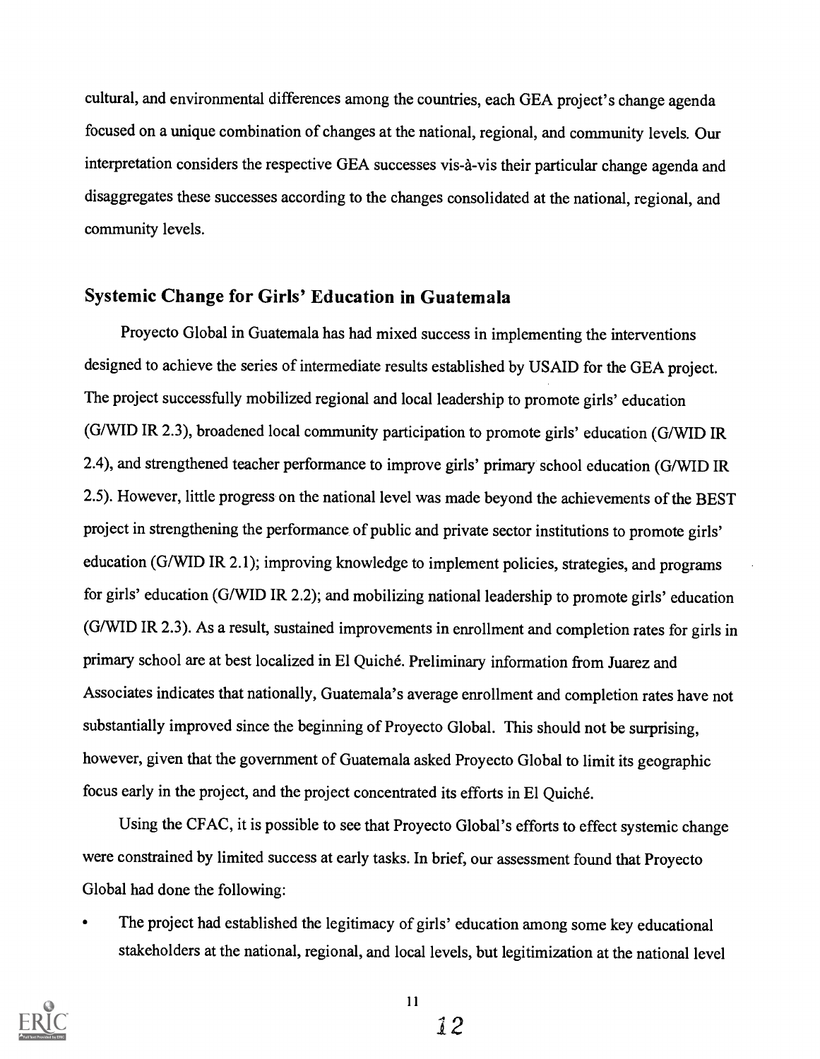cultural, and environmental differences among the countries, each GEA project's change agenda focused on a unique combination of changes at the national, regional, and community levels. Our interpretation considers the respective GEA successes vis-à-vis their particular change agenda and disaggregates these successes according to the changes consolidated at the national, regional, and community levels.

## Systemic Change for Girls' Education in Guatemala

Proyecto Global in Guatemala has had mixed success in implementing the interventions designed to achieve the series of intermediate results established by USAID for the GEA project. The project successfully mobilized regional and local leadership to promote girls' education (G/WID IR 2.3), broadened local community participation to promote girls' education (G/WID IR 2.4), and strengthened teacher performance to improve girls' primary school education (G/WID IR 2.5). However, little progress on the national level was made beyond the achievements of the BEST project in strengthening the performance of public and private sector institutions to promote girls' education (G/WID IR 2.1); improving knowledge to implement policies, strategies, and programs for girls' education (G/WID IR 2.2); and mobilizing national leadership to promote girls' education (G/WID IR 2.3). As a result, sustained improvements in enrollment and completion rates for girls in primary school are at best localized in El Quiché. Preliminary information from Juarez and Associates indicates that nationally, Guatemala's average enrollment and completion rates have not substantially improved since the beginning of Proyecto Global. This should not be surprising, however, given that the government of Guatemala asked Proyecto Global to limit its geographic focus early in the project, and the project concentrated its efforts in El Quiché.

Using the CFAC, it is possible to see that Proyecto Global's efforts to effect systemic change were constrained by limited success at early tasks. In brief, our assessment found that Proyecto Global had done the following:

- The project had established the legitimacy of girls' education among some key educational stakeholders at the national, regional, and local levels, but legitimization at the national level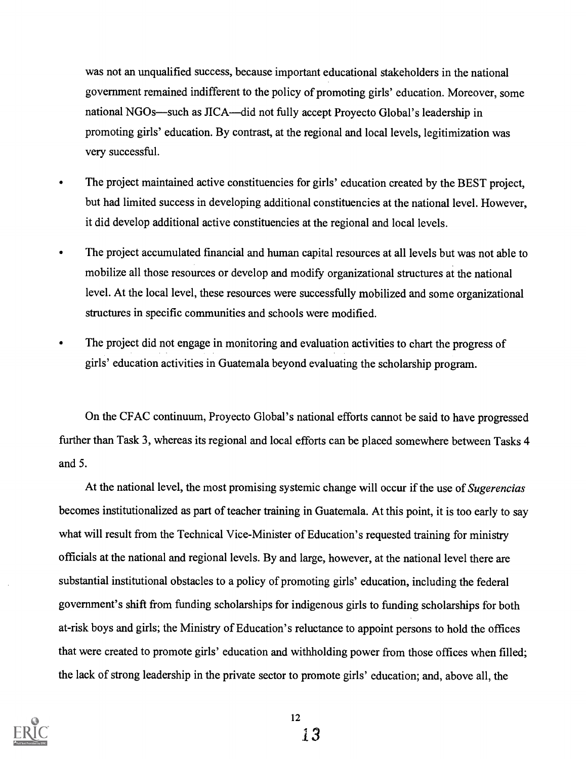was not an unqualified success, because important educational stakeholders in the national government remained indifferent to the policy of promoting girls' education. Moreover, some national NGOs—such as JICA—did not fully accept Proyecto Global's leadership in promoting girls' education. By contrast, at the regional and local levels, legitimization was very successful.

- The project maintained active constituencies for girls' education created by the BEST project, but had limited success in developing additional constituencies at the national level. However, it did develop additional active constituencies at the regional and local levels.
- The project accumulated financial and human capital resources at all levels but was not able to mobilize all those resources or develop and modify organizational structures at the national level. At the local level, these resources were successfully mobilized and some organizational structures in specific communities and schools were modified.
- The project did not engage in monitoring and evaluation activities to chart the progress of girls' education activities in Guatemala beyond evaluating the scholarship program.

On the CFAC continuum, Proyecto Global's national efforts cannot be said to have progressed further than Task 3, whereas its regional and local efforts can be placed somewhere between Tasks 4 and 5.

At the national level, the most promising systemic change will occur if the use of *Sugerencias* becomes institutionalized as part of teacher training in Guatemala. At this point, it is too early to say what will result from the Technical Vice-Minister of Education's requested training for ministry officials at the national and regional levels. By and large, however, at the national level there are substantial institutional obstacles to a policy of promoting girls' education, including the federal government's shift from funding scholarships for indigenous girls to funding scholarships for both at-risk boys and girls; the Ministry of Education's reluctance to appoint persons to hold the offices that were created to promote girls' education and withholding power from those offices when filled; the lack of strong leadership in the private sector to promote girls' education; and, above all, the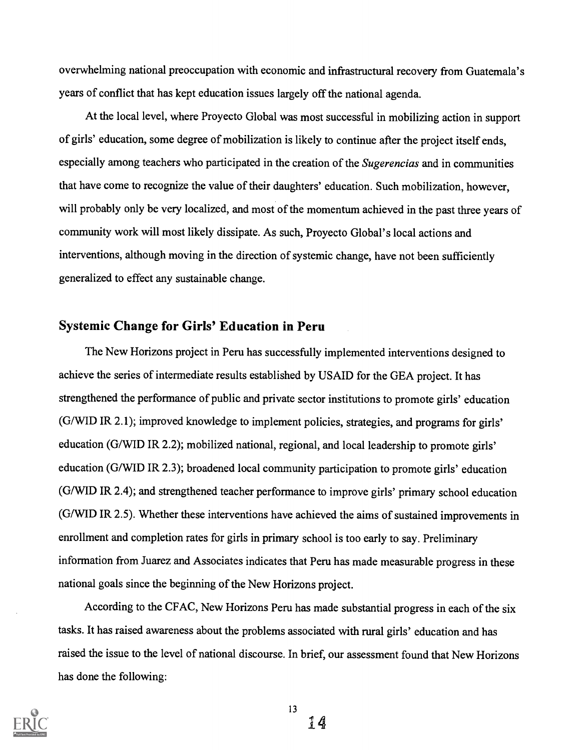overwhelming national preoccupation with economic and infrastructural recovery from Guatemala's years of conflict that has kept education issues largely off the national agenda.

At the local level, where Proyecto Global was most successful in mobilizing action in support of girls' education, some degree of mobilization is likely to continue after the project itself ends, especially among teachers who participated in the creation of the *Sugerencias* and in communities that have come to recognize the value of their daughters' education. Such mobilization, however, will probably only be very localized, and most of the momentum achieved in the past three years of community work will most likely dissipate. As such, Proyecto Global's local actions and interventions, although moving in the direction of systemic change, have not been sufficiently generalized to effect any sustainable change.

## Systemic Change for Girls' Education in Peru

The New Horizons project in Peru has successfully implemented interventions designed to achieve the series of intermediate results established by USAID for the GEA project. It has strengthened the performance of public and private sector institutions to promote girls' education (G/WID IR 2.1); improved knowledge to implement policies, strategies, and programs for girls' education (G/WID IR 2.2); mobilized national, regional, and local leadership to promote girls' education (G/WID IR 2.3); broadened local community participation to promote girls' education (G/WID IR 2.4); and strengthened teacher performance to improve girls' primary school education (G/WID IR 2.5). Whether these interventions have achieved the aims of sustained improvements in enrollment and completion rates for girls in primary school is too early to say. Preliminary information from Juarez and Associates indicates that Peru has made measurable progress in these national goals since the beginning of the New Horizons project.

According to the CFAC, New Horizons Peru has made substantial progress in each of the six tasks. It has raised awareness about the problems associated with rural girls' education and has raised the issue to the level of national discourse. In brief, our assessment found that New Horizons has done the following: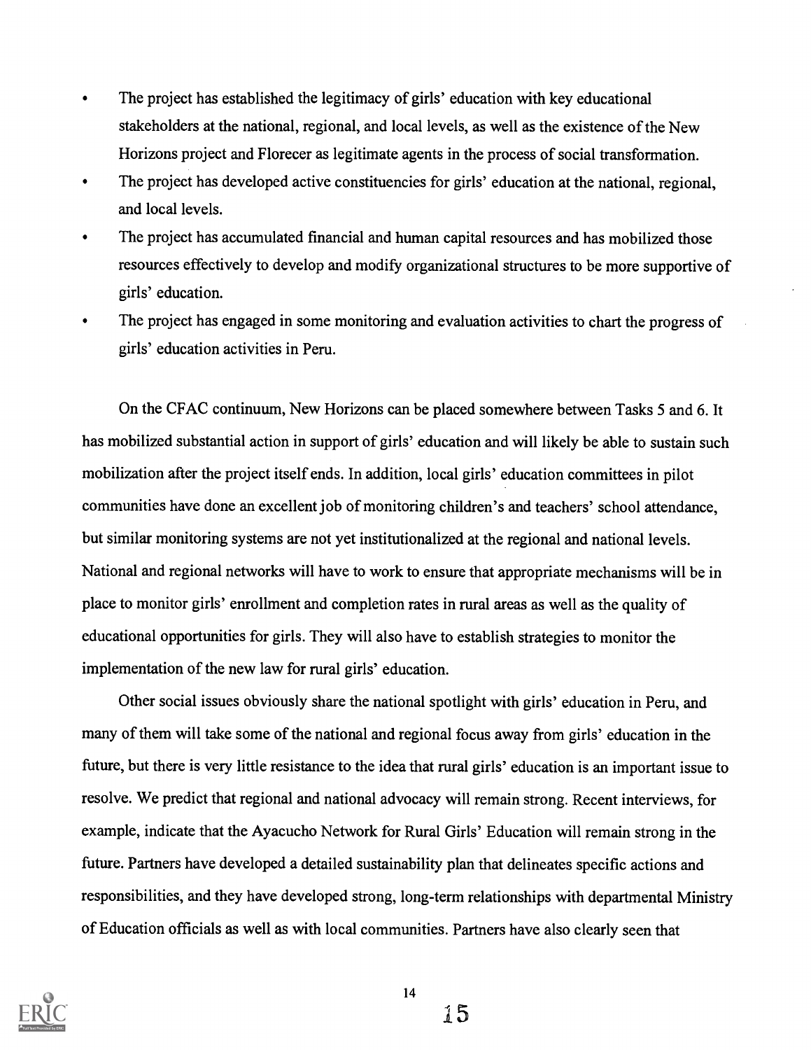- The project has established the legitimacy of girls' education with key educational stakeholders at the national, regional, and local levels, as well as the existence of the New Horizons project and Florecer as legitimate agents in the process of social transformation.
- The project has developed active constituencies for girls' education at the national, regional, and local levels.
- The project has accumulated financial and human capital resources and has mobilized those resources effectively to develop and modify organizational structures to be more supportive of girls' education.
- The project has engaged in some monitoring and evaluation activities to chart the progress of girls' education activities in Peru.

On the CFAC continuum, New Horizons can be placed somewhere between Tasks 5 and 6. It has mobilized substantial action in support of girls' education and will likely be able to sustain such mobilization after the project itself ends. In addition, local girls' education committees in pilot communities have done an excellent job of monitoring children's and teachers' school attendance, but similar monitoring systems are not yet institutionalized at the regional and national levels. National and regional networks will have to work to ensure that appropriate mechanisms will be in place to monitor girls' enrollment and completion rates in rural areas as well as the quality of educational opportunities for girls. They will also have to establish strategies to monitor the implementation of the new law for rural girls' education.

Other social issues obviously share the national spotlight with girls' education in Peru, and many of them will take some of the national and regional focus away from girls' education in the future, but there is very little resistance to the idea that rural girls' education is an important issue to resolve. We predict that regional and national advocacy will remain strong. Recent interviews, for example, indicate that the Ayacucho Network for Rural Girls' Education will remain strong in the future. Partners have developed a detailed sustainability plan that delineates specific actions and responsibilities, and they have developed strong, long-term relationships with departmental Ministry of Education officials as well as with local communities. Partners have also clearly seen that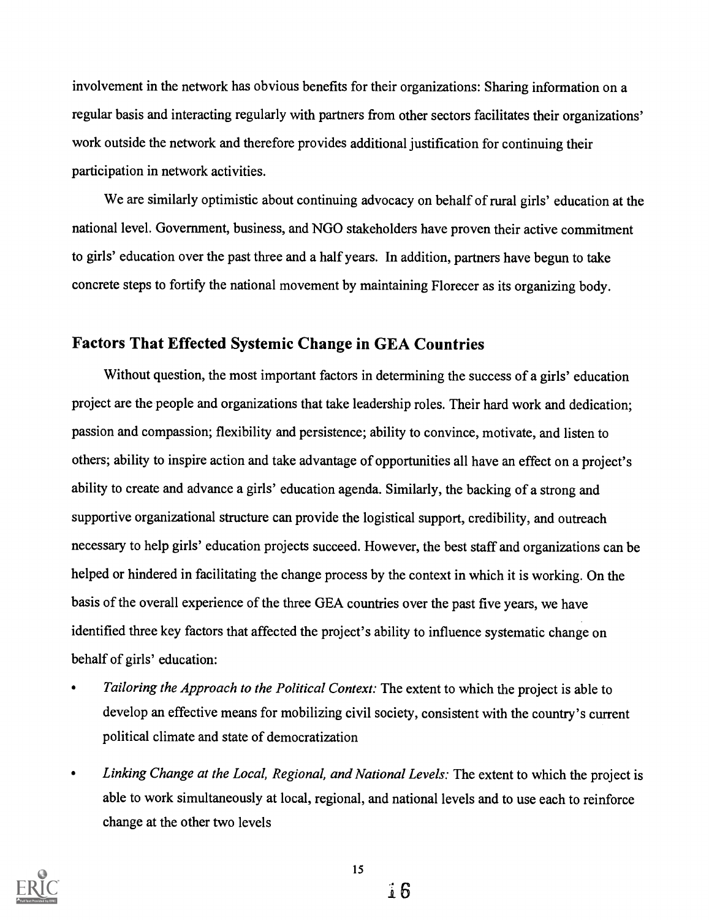involvement in the network has obvious benefits for their organizations: Sharing information on a regular basis and interacting regularly with partners from other sectors facilitates their organizations' work outside the network and therefore provides additional justification for continuing their participation in network activities.

We are similarly optimistic about continuing advocacy on behalf of rural girls' education at the national level. Government, business, and NGO stakeholders have proven their active commitment to girls' education over the past three and a half years. In addition, partners have begun to take concrete steps to fortify the national movement by maintaining Florecer as its organizing body.

## Factors That Effected Systemic Change in GEA Countries

Without question, the most important factors in determining the success of a girls' education project are the people and organizations that take leadership roles. Their hard work and dedication; passion and compassion; flexibility and persistence; ability to convince, motivate, and listen to others; ability to inspire action and take advantage of opportunities all have an effect on a project's ability to create and advance a girls' education agenda. Similarly, the backing of a strong and supportive organizational structure can provide the logistical support, credibility, and outreach necessary to help girls' education projects succeed. However, the best staff and organizations can be helped or hindered in facilitating the change process by the context in which it is working. On the basis of the overall experience of the three GEA countries over the past five years, we have identified three key factors that affected the project's ability to influence systematic change on behalf of girls' education:

- *Tailoring the Approach to the Political Context:* The extent to which the project is able to develop an effective means for mobilizing civil society, consistent with the country's current political climate and state of democratization
- *Linking Change at the Local, Regional, and National Levels:* The extent to which the project is able to work simultaneously at local, regional, and national levels and to use each to reinforce change at the other two levels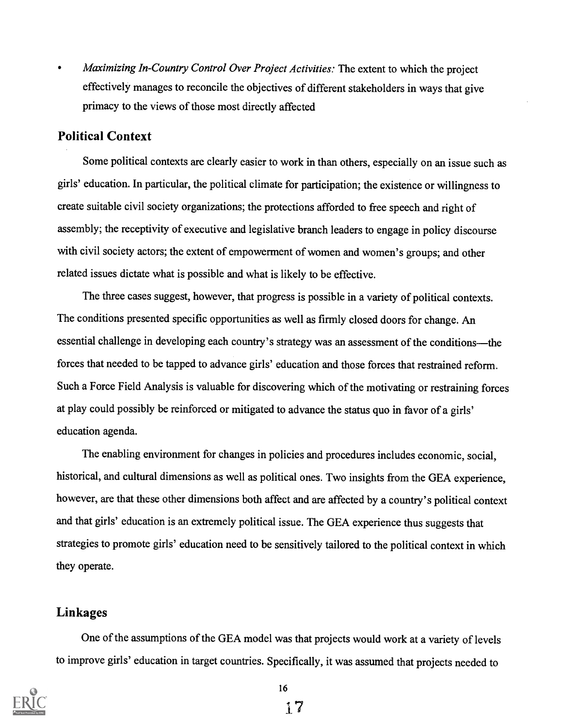- *Maximizing In-Country Control Over Project Activities:* The extent to which the project effectively manages to reconcile the objectives of different stakeholders in ways that give primacy to the views of those most directly affected

## Political Context

Some political contexts are clearly easier to work in than others, especially on an issue such as girls' education. In particular, the political climate for participation; the existence or willingness to create suitable civil society organizations; the protections afforded to free speech and right of assembly; the receptivity of executive and legislative branch leaders to engage in policy discourse with civil society actors; the extent of empowerment of women and women's groups; and other related issues dictate what is possible and what is likely to be effective.

The three cases suggest, however, that progress is possible in a variety of political contexts. The conditions presented specific opportunities as well as firmly closed doors for change. An essential challenge in developing each country's strategy was an assessment of the conditions—the forces that needed to be tapped to advance girls' education and those forces that restrained reform. Such a Force Field Analysis is valuable for discovering which of the motivating or restraining forces at play could possibly be reinforced or mitigated to advance the status quo in favor of a girls' education agenda.

The enabling environment for changes in policies and procedures includes economic, social, historical, and cultural dimensions as well as political ones. Two insights from the GEA experience, however, are that these other dimensions both affect and are affected by a country's political context and that girls' education is an extremely political issue. The GEA experience thus suggests that strategies to promote girls' education need to be sensitively tailored to the political context in which they operate.

## Linkages

One of the assumptions of the GEA model was that projects would work at a variety of levels to improve girls' education in target countries. Specifically, it was assumed that projects needed to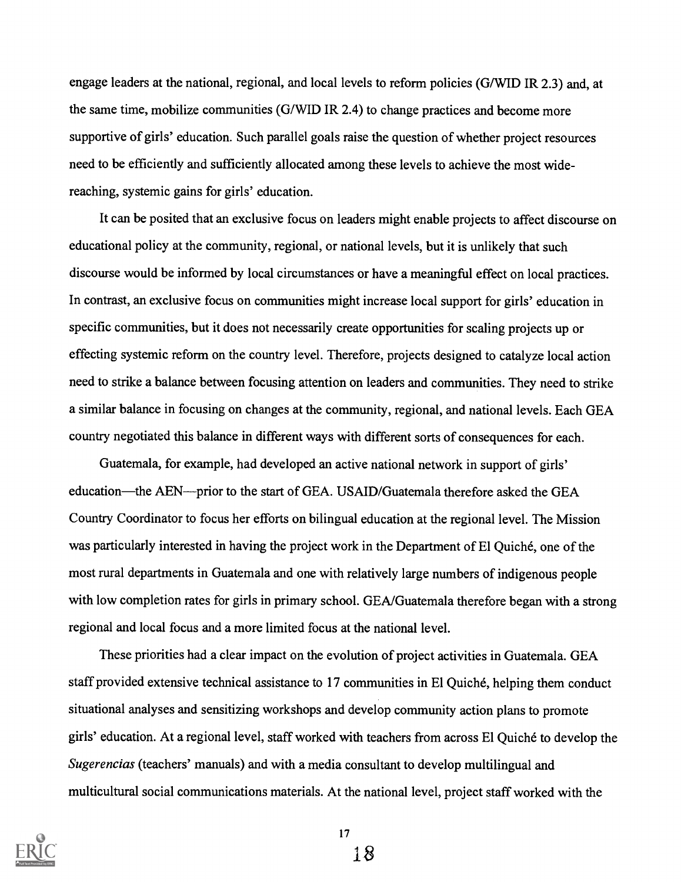engage leaders at the national, regional, and local levels to reform policies (G/WID IR 2.3) and, at the same time, mobilize communities (G/WID IR 2.4) to change practices and become more supportive of girls' education. Such parallel goals raise the question of whether project resources need to be efficiently and sufficiently allocated among these levels to achieve the most wide-reaching, systemic gains for girls' education.

It can be posited that an exclusive focus on leaders might enable projects to affect discourse on educational policy at the community, regional, or national levels, but it is unlikely that such discourse would be informed by local circumstances or have a meaningful effect on local practices. In contrast, an exclusive focus on communities might increase local support for girls' education in specific communities, but it does not necessarily create opportunities for scaling projects up or effecting systemic reform on the country level. Therefore, projects designed to catalyze local action need to strike a balance between focusing attention on leaders and communities. They need to strike a similar balance in focusing on changes at the community, regional, and national levels. Each GEA country negotiated this balance in different ways with different sorts of consequences for each.

Guatemala, for example, had developed an active national network in support of girls' education—the AEN—prior to the start of GEA. USAID/Guatemala therefore asked the GEA Country Coordinator to focus her efforts on bilingual education at the regional level. The Mission was particularly interested in having the project work in the Department of El Quiché, one of the most rural departments in Guatemala and one with relatively large numbers of indigenous people with low completion rates for girls in primary school. GEA/Guatemala therefore began with a strong regional and local focus and a more limited focus at the national level.

These priorities had a clear impact on the evolution of project activities in Guatemala. GEA staff provided extensive technical assistance to 17 communities in El Quiché, helping them conduct situational analyses and sensitizing workshops and develop community action plans to promote girls' education. At a regional level, staff worked with teachers from across El Quiché to develop the *Sugerencias* (teachers' manuals) and with a media consultant to develop multilingual and multicultural social communications materials. At the national level, project staff worked with the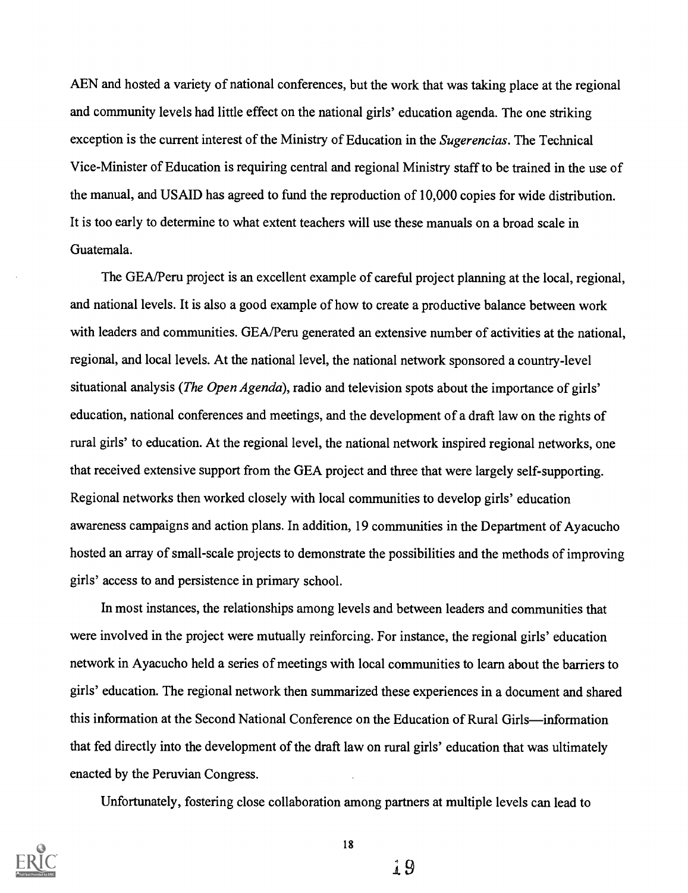AEN and hosted a variety of national conferences, but the work that was taking place at the regional and community levels had little effect on the national girls' education agenda. The one striking exception is the current interest of the Ministry of Education in the *Sugerencias*. The Technical Vice-Minister of Education is requiring central and regional Ministry staff to be trained in the use of the manual, and USAID has agreed to fund the reproduction of 10,000 copies for wide distribution. It is too early to determine to what extent teachers will use these manuals on a broad scale in Guatemala.

The GEA/Peru project is an excellent example of careful project planning at the local, regional, and national levels. It is also a good example of how to create a productive balance between work with leaders and communities. GEA/Peru generated an extensive number of activities at the national, regional, and local levels. At the national level, the national network sponsored a country-level situational analysis (*The Open Agenda*), radio and television spots about the importance of girls' education, national conferences and meetings, and the development of a draft law on the rights of rural girls' to education. At the regional level, the national network inspired regional networks, one that received extensive support from the GEA project and three that were largely self-supporting. Regional networks then worked closely with local communities to develop girls' education awareness campaigns and action plans. In addition, 19 communities in the Department of Ayacucho hosted an array of small-scale projects to demonstrate the possibilities and the methods of improving girls' access to and persistence in primary school.

In most instances, the relationships among levels and between leaders and communities that were involved in the project were mutually reinforcing. For instance, the regional girls' education network in Ayacucho held a series of meetings with local communities to learn about the barriers to girls' education. The regional network then summarized these experiences in a document and shared this information at the Second National Conference on the Education of Rural Girls—information that fed directly into the development of the draft law on rural girls' education that was ultimately enacted by the Peruvian Congress.

Unfortunately, fostering close collaboration among partners at multiple levels can lead to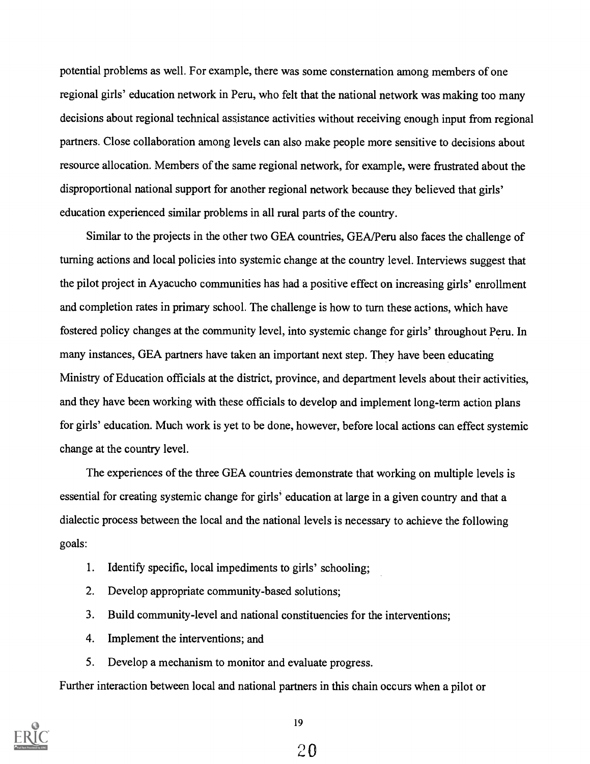potential problems as well. For example, there was some consternation among members of one regional girls' education network in Peru, who felt that the national network was making too many decisions about regional technical assistance activities without receiving enough input from regional partners. Close collaboration among levels can also make people more sensitive to decisions about resource allocation. Members of the same regional network, for example, were frustrated about the disproportional national support for another regional network because they believed that girls' education experienced similar problems in all rural parts of the country.

Similar to the projects in the other two GEA countries, GEA/Peru also faces the challenge of turning actions and local policies into systemic change at the country level. Interviews suggest that the pilot project in Ayacucho communities has had a positive effect on increasing girls' enrollment and completion rates in primary school. The challenge is how to turn these actions, which have fostered policy changes at the community level, into systemic change for girls' throughout Peru. In many instances, GEA partners have taken an important next step. They have been educating Ministry of Education officials at the district, province, and department levels about their activities, and they have been working with these officials to develop and implement long-term action plans for girls' education. Much work is yet to be done, however, before local actions can effect systemic change at the country level.

The experiences of the three GEA countries demonstrate that working on multiple levels is essential for creating systemic change for girls' education at large in a given country and that a dialectic process between the local and the national levels is necessary to achieve the following goals:

1. Identify specific, local impediments to girls' schooling;
2. Develop appropriate community-based solutions;
3. Build community-level and national constituencies for the interventions;
4. Implement the interventions; and
5. Develop a mechanism to monitor and evaluate progress.

Further interaction between local and national partners in this chain occurs when a pilot or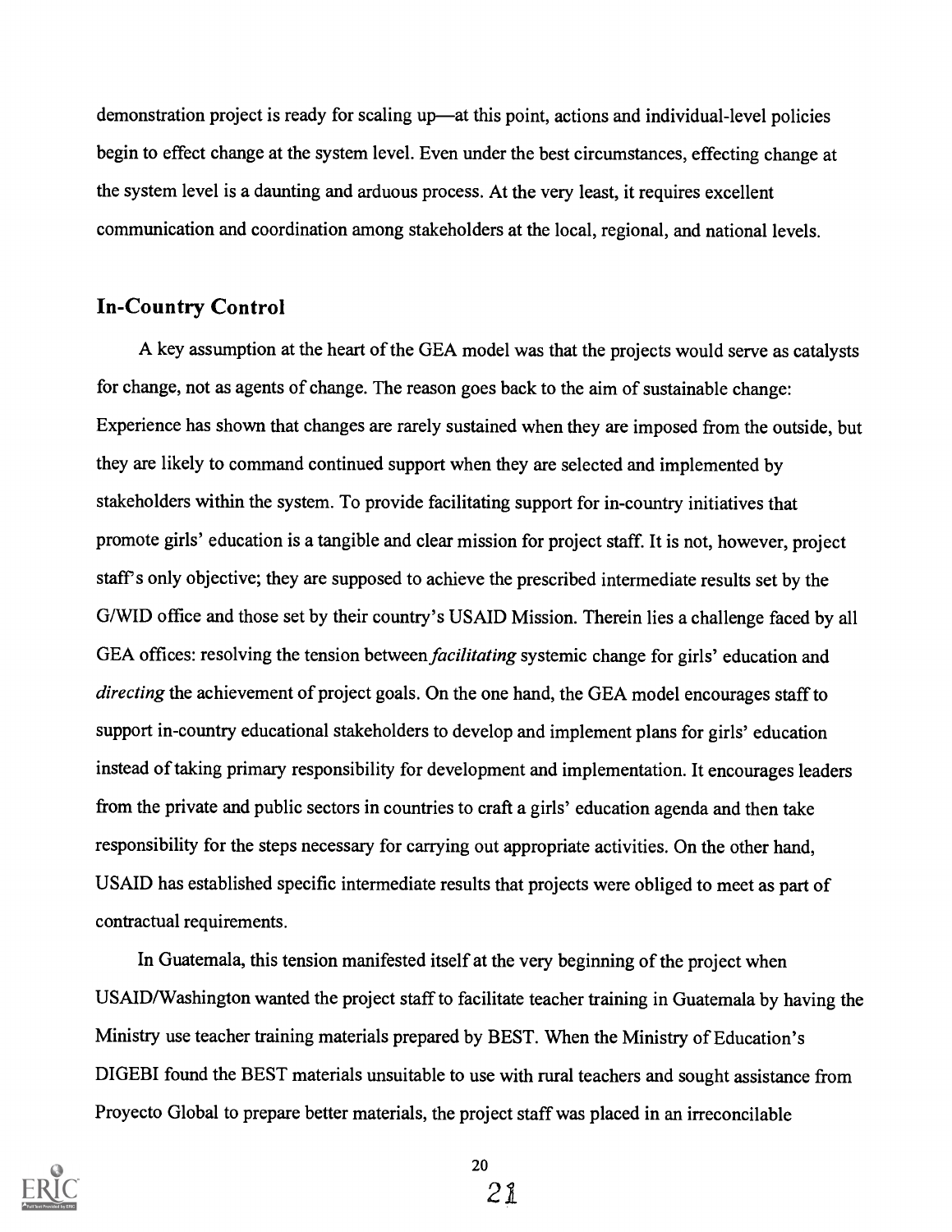demonstration project is ready for scaling up—at this point, actions and individual-level policies begin to effect change at the system level. Even under the best circumstances, effecting change at the system level is a daunting and arduous process. At the very least, it requires excellent communication and coordination among stakeholders at the local, regional, and national levels.

## In-Country Control

A key assumption at the heart of the GEA model was that the projects would serve as catalysts for change, not as agents of change. The reason goes back to the aim of sustainable change: Experience has shown that changes are rarely sustained when they are imposed from the outside, but they are likely to command continued support when they are selected and implemented by stakeholders within the system. To provide facilitating support for in-country initiatives that promote girls' education is a tangible and clear mission for project staff. It is not, however, project staff's only objective; they are supposed to achieve the prescribed intermediate results set by the G/WID office and those set by their country's USAID Mission. Therein lies a challenge faced by all GEA offices: resolving the tension between *facilitating* systemic change for girls' education and *directing* the achievement of project goals. On the one hand, the GEA model encourages staff to support in-country educational stakeholders to develop and implement plans for girls' education instead of taking primary responsibility for development and implementation. It encourages leaders from the private and public sectors in countries to craft a girls' education agenda and then take responsibility for the steps necessary for carrying out appropriate activities. On the other hand, USAID has established specific intermediate results that projects were obliged to meet as part of contractual requirements.

In Guatemala, this tension manifested itself at the very beginning of the project when USAID/Washington wanted the project staff to facilitate teacher training in Guatemala by having the Ministry use teacher training materials prepared by BEST. When the Ministry of Education's DIGEBI found the BEST materials unsuitable to use with rural teachers and sought assistance from Proyecto Global to prepare better materials, the project staff was placed in an irreconcilable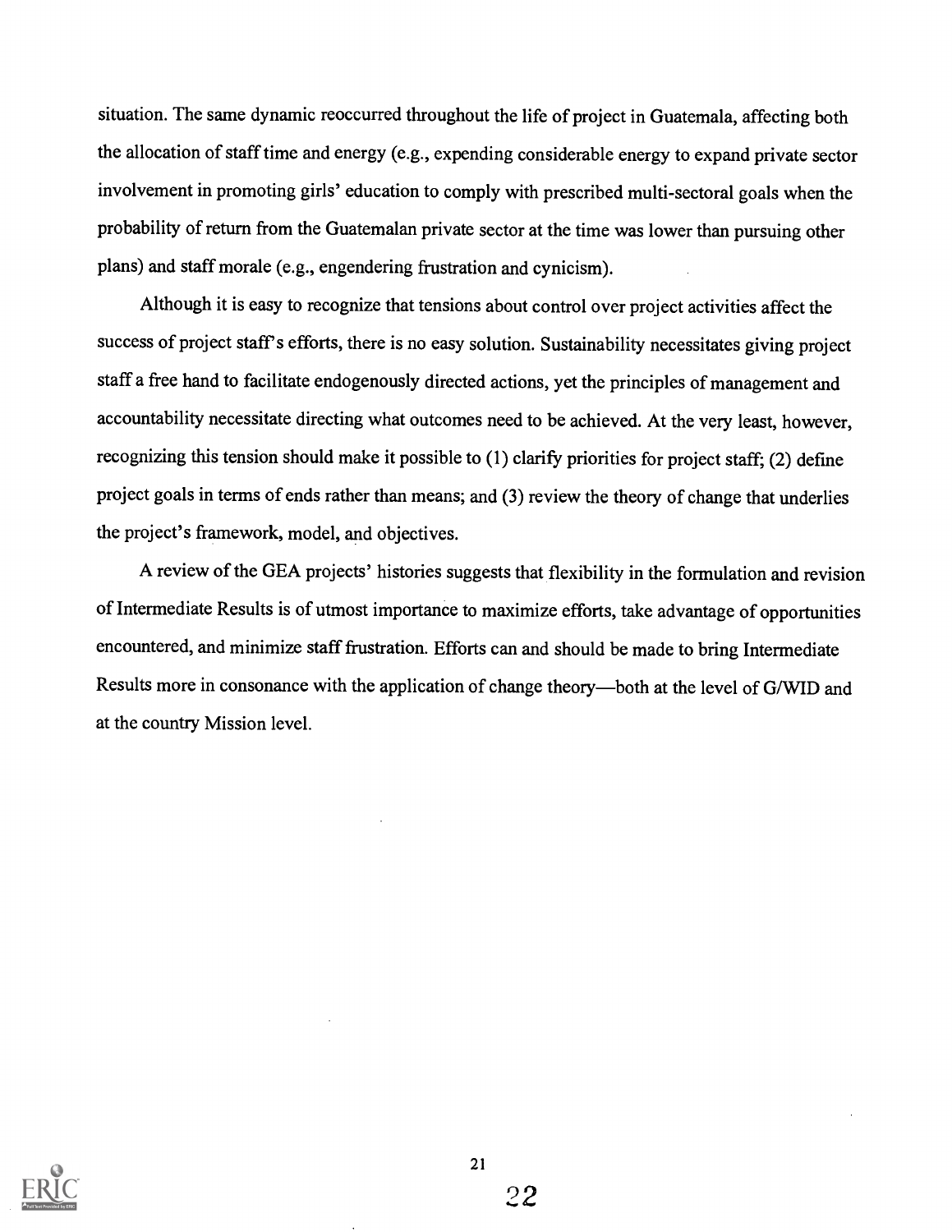situation. The same dynamic reoccurred throughout the life of project in Guatemala, affecting both the allocation of staff time and energy (e.g., expending considerable energy to expand private sector involvement in promoting girls' education to comply with prescribed multi-sectoral goals when the probability of return from the Guatemalan private sector at the time was lower than pursuing other plans) and staff morale (e.g., engendering frustration and cynicism).

Although it is easy to recognize that tensions about control over project activities affect the success of project staff's efforts, there is no easy solution. Sustainability necessitates giving project staff a free hand to facilitate endogenously directed actions, yet the principles of management and accountability necessitate directing what outcomes need to be achieved. At the very least, however, recognizing this tension should make it possible to (1) clarify priorities for project staff; (2) define project goals in terms of ends rather than means; and (3) review the theory of change that underlies the project's framework, model, and objectives.

A review of the GEA projects' histories suggests that flexibility in the formulation and revision of Intermediate Results is of utmost importance to maximize efforts, take advantage of opportunities encountered, and minimize staff frustration. Efforts can and should be made to bring Intermediate Results more in consonance with the application of change theory—both at the level of G/WID and at the country Mission level.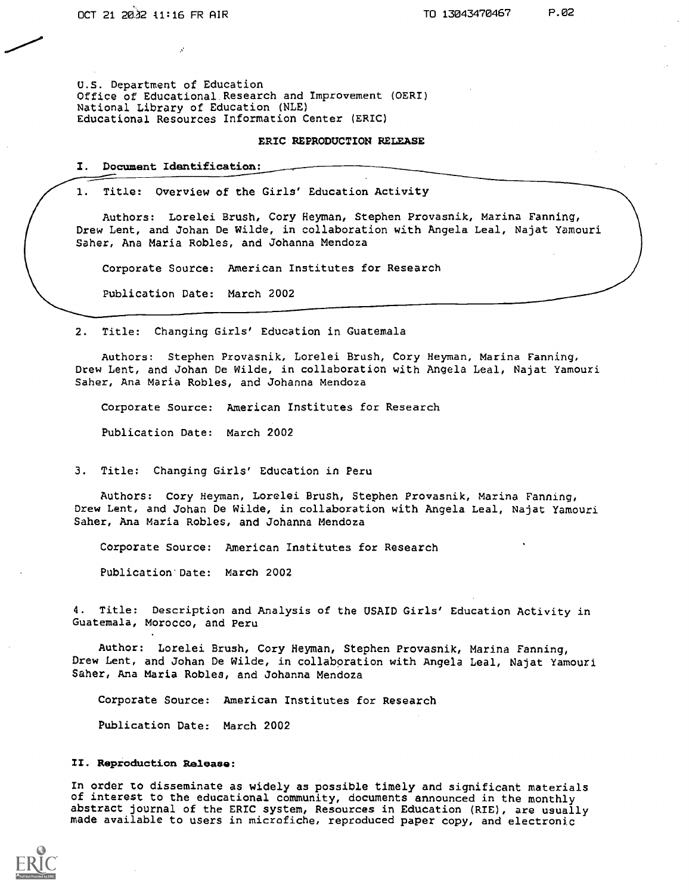U.S. Department of Education
Office of Educational Research and Improvement (OERI)
National Library of Education (NLE)
Educational Resources Information Center (ERIC)

**ERIC REPRODUCTION RELEASE**

**I. Document Identification:**

1. Title: Overview of the Girls' Education Activity

   Authors: Lorelei Brush, Cory Heyman, Stephen Provasnik, Marina Fanning, Drew Lent, and Johan De Wilde, in collaboration with Angela Leal, Najat Yamouri Saher, Ana Maria Robles, and Johanna Mendoza

   Corporate Source: American Institutes for Research

   Publication Date: March 2002

2. Title: Changing Girls' Education in Guatemala

   Authors: Stephen Provasnik, Lorelei Brush, Cory Heyman, Marina Fanning, Drew Lent, and Johan De Wilde, in collaboration with Angela Leal, Najat Yamouri Saher, Ana Maria Robles, and Johanna Mendoza

   Corporate Source: American Institutes for Research

   Publication Date: March 2002

3. Title: Changing Girls' Education in Peru

   Authors: Cory Heyman, Lorelei Brush, Stephen Provasnik, Marina Fanning, Drew Lent, and Johan De Wilde, in collaboration with Angela Leal, Najat Yamouri Saher, Ana Maria Robles, and Johanna Mendoza

   Corporate Source: American Institutes for Research

   Publication Date: March 2002

4. Title: Description and Analysis of the USAID Girls' Education Activity in Guatemala, Morocco, and Peru

   Author: Lorelei Brush, Cory Heyman, Stephen Provasnik, Marina Fanning, Drew Lent, and Johan De Wilde, in collaboration with Angela Leal, Najat Yamouri Saher, Ana Maria Robles, and Johanna Mendoza

   Corporate Source: American Institutes for Research

   Publication Date: March 2002

**II. Reproduction Release:**

In order to disseminate as widely as possible timely and significant materials of interest to the educational community, documents announced in the monthly abstract journal of the ERIC system, Resources in Education (RIE), are usually made available to users in microfiche, reproduced paper copy, and electronic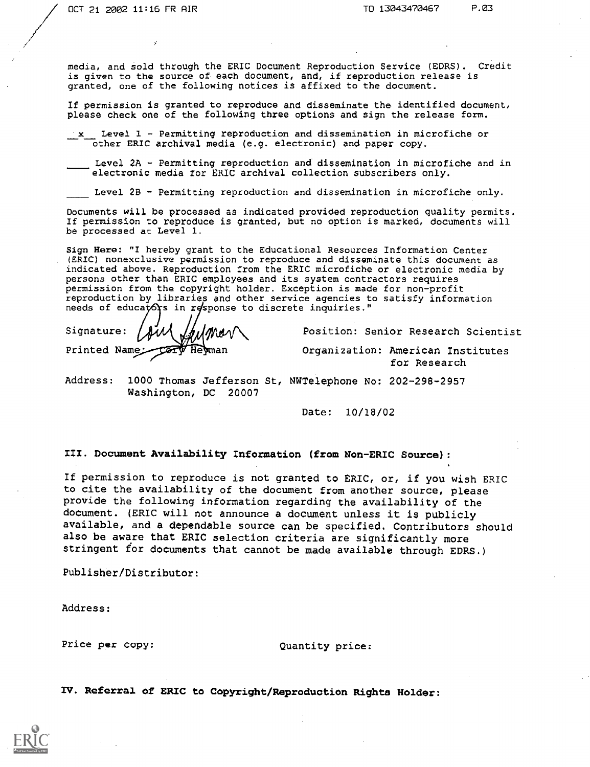media, and sold through the ERIC Document Reproduction Service (EDRS). Credit is given to the source of each document, and, if reproduction release is granted, one of the following notices is affixed to the document.

If permission is granted to reproduce and disseminate the identified document, please check one of the following three options and sign the release form.

\_x\_ Level 1 - Permitting reproduction and dissemination in microfiche or other ERIC archival media (e.g. electronic) and paper copy.

\_\_\_\_ Level 2A - Permitting reproduction and dissemination in microfiche and in electronic media for ERIC archival collection subscribers only.

\_\_\_\_ Level 2B - Permitting reproduction and dissemination in microfiche only.

Documents will be processed as indicated provided reproduction quality permits. If permission to reproduce is granted, but no option is marked, documents will be processed at Level 1.

**Sign Here:** "I hereby grant to the Educational Resources Information Center (ERIC) nonexclusive permission to reproduce and disseminate this document as indicated above. Reproduction from the ERIC microfiche or electronic media by persons other than ERIC employees and its system contractors requires permission from the copyright holder. Exception is made for non-profit reproduction by libraries and other service agencies to satisfy information needs of educators in response to discrete inquiries."

Signature: Cory Heyman

Position: Senior Research Scientist

Printed Name: Cory Heyman

Organization: American Institutes for Research

Address: 1000 Thomas Jefferson St, NW Washington, DC 20007

Telephone No: 202-298-2957

Date: 10/18/02

## III. Document Availability Information (from Non-ERIC Source):

If permission to reproduce is not granted to ERIC, or, if you wish ERIC to cite the availability of the document from another source, please provide the following information regarding the availability of the document. (ERIC will not announce a document unless it is publicly available, and a dependable source can be specified. Contributors should also be aware that ERIC selection criteria are significantly more stringent for documents that cannot be made available through EDRS.)

Publisher/Distributor:

Address:

Price per copy:

Quantity price:

## IV. Referral of ERIC to Copyright/Reproduction Rights Holder: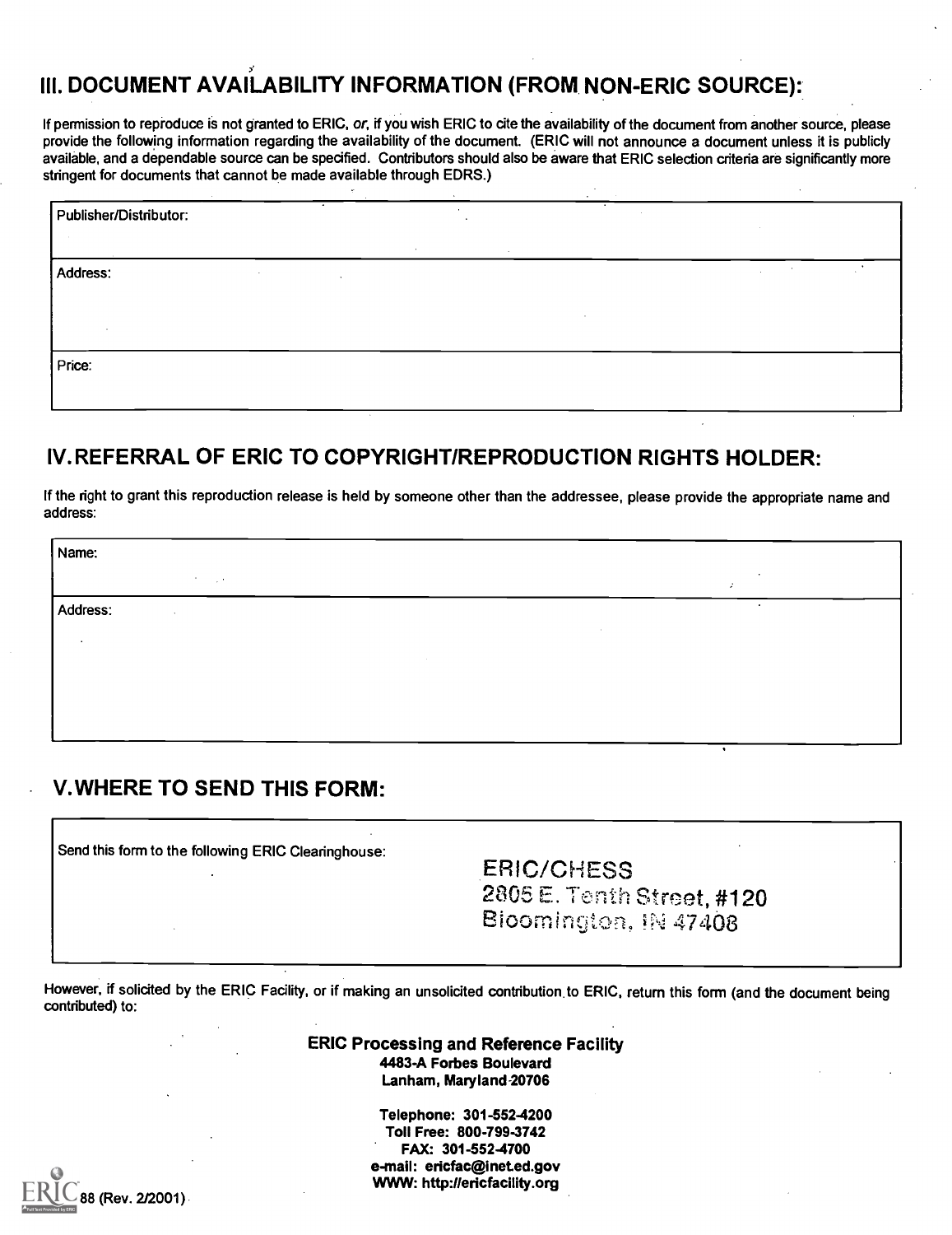## III. DOCUMENT AVAILABILITY INFORMATION (FROM NON-ERIC SOURCE):

If permission to reproduce is not granted to ERIC, *or*, if you wish ERIC to cite the availability of the document from another source, please provide the following information regarding the availability of the document. (ERIC will not announce a document unless it is publicly available, and a dependable source can be specified. Contributors should also be aware that ERIC selection criteria are significantly more stringent for documents that cannot be made available through EDRS.)

Publisher/Distributor:

Address:

Price:

## IV. REFERRAL OF ERIC TO COPYRIGHT/REPRODUCTION RIGHTS HOLDER:

If the right to grant this reproduction release is held by someone other than the addressee, please provide the appropriate name and address:

Name:

Address:

## V. WHERE TO SEND THIS FORM:

Send this form to the following ERIC Clearinghouse:

ERIC/CHESS
2805 E. Tenth Street, #120
Bloomington, IN 47408

However, if solicited by the ERIC Facility, or if making an unsolicited contribution to ERIC, return this form (and the document being contributed) to:

**ERIC Processing and Reference Facility**
**4483-A Forbes Boulevard**
**Lanham, Maryland 20706**

**Telephone: 301-552-4200**
**Toll Free: 800-799-3742**
**FAX: 301-552-4700**
**e-mail: ericfac@inet.ed.gov**
**WWW: http://ericfacility.org**

88 (Rev. 2/2001)